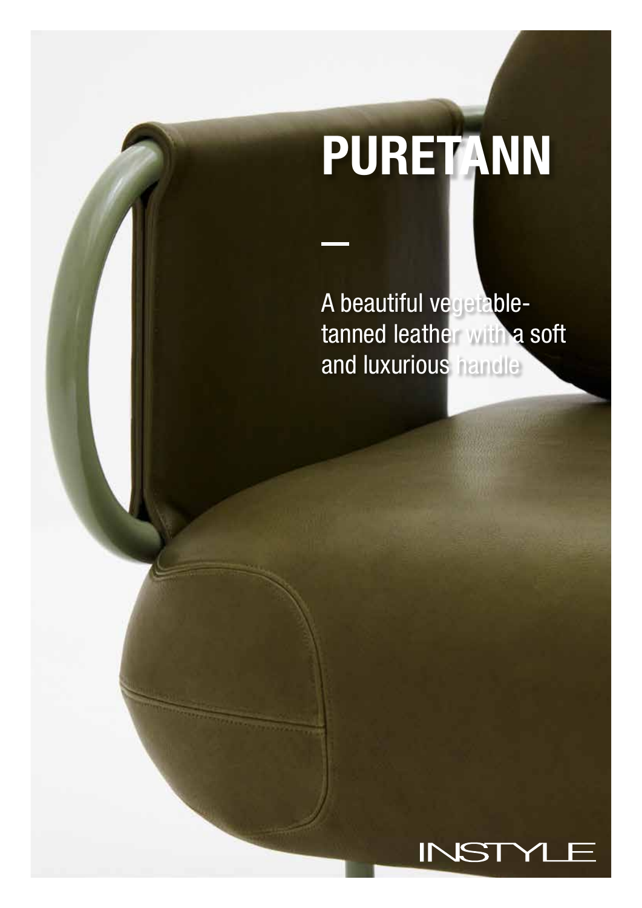# PURETANN

—

A beautiful vegetable-tanned leather with a soft and luxurious handle

INSTYLE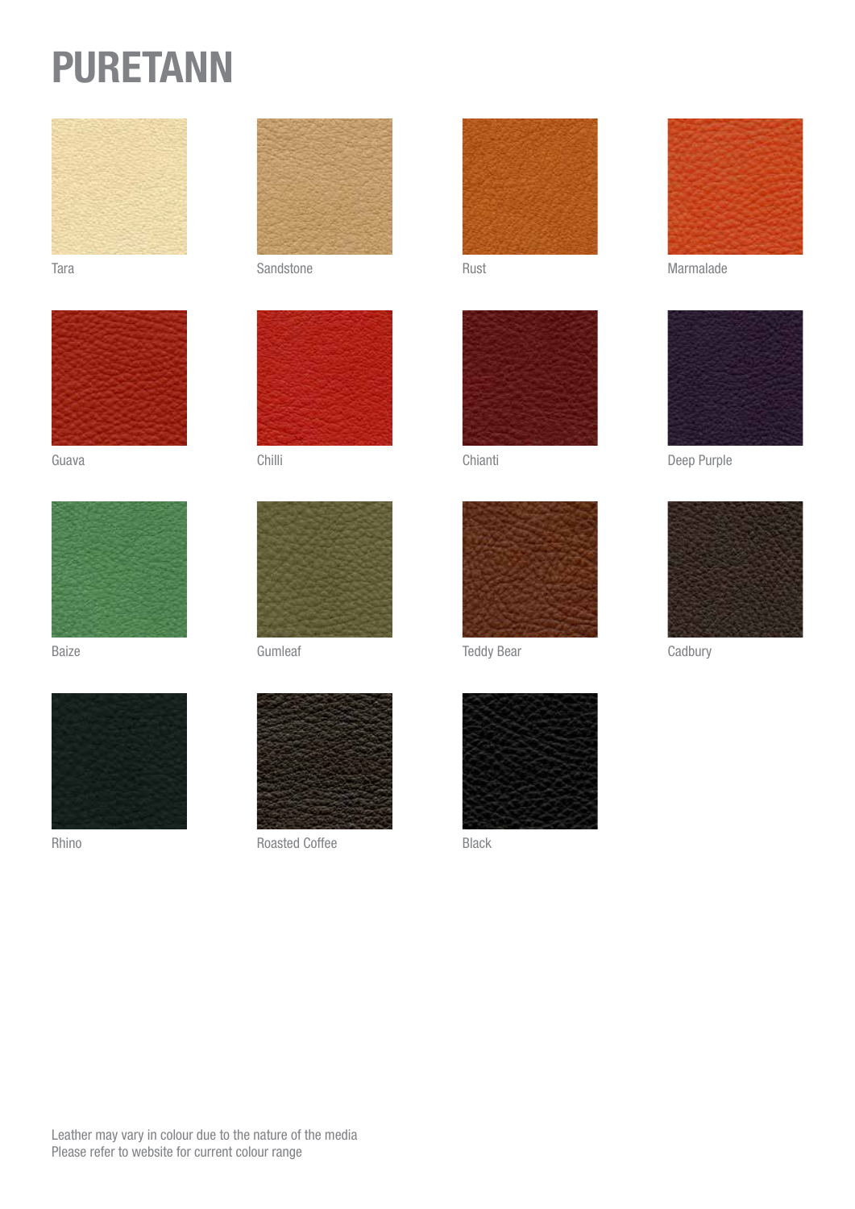# PURETANN

Tara

Sandstone

Rust

Marmalade

Guava

Chilli

Chianti

Deep Purple

Baize

Gumleaf

Teddy Bear

Cadbury

Rhino

Roasted Coffee

Black

Leather may vary in colour due to the nature of the media
Please refer to website for current colour range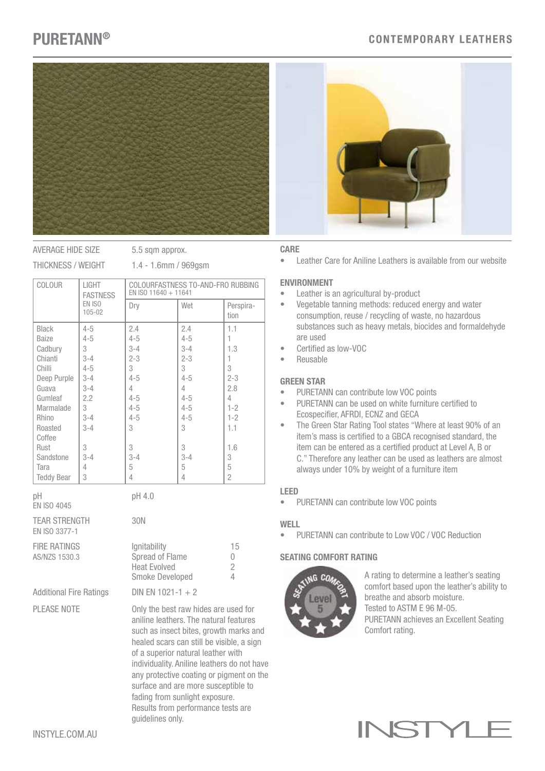# PURETANN®

## CONTEMPORARY LEATHERS

AVERAGE HIDE SIZE 5.5 sqm approx.

THICKNESS / WEIGHT 1.4 - 1.6mm / 969gsm

| COLOUR | LIGHT FASTNESS EN ISO 105-02 | COLOURFASTNESS TO-AND-FRO RUBBING EN ISO 11640 + 11641 | | |
|---|---|---|---|---|
| | | Dry | Wet | Perspiration |
| Black | 4-5 | 2.4 | 2.4 | 1.1 |
| Baize | 4-5 | 4-5 | 4-5 | 1 |
| Cadbury | 3 | 3-4 | 3-4 | 1.3 |
| Chianti | 3-4 | 2-3 | 2-3 | 1 |
| Chilli | 4-5 | 3 | 3 | 3 |
| Deep Purple | 3-4 | 4-5 | 4-5 | 2-3 |
| Guava | 3-4 | 4 | 4 | 2.8 |
| Gumleaf | 2.2 | 4-5 | 4-5 | 4 |
| Marmalade | 3 | 4-5 | 4-5 | 1-2 |
| Rhino | 3-4 | 4-5 | 4-5 | 1-2 |
| Roasted Coffee | 3-4 | 3 | 3 | 1.1 |
| Rust | 3 | 3 | 3 | 1.6 |
| Sandstone | 3-4 | 3-4 | 3-4 | 3 |
| Tara | 4 | 5 | 5 | 5 |
| Teddy Bear | 3 | 4 | 4 | 2 |

pH EN ISO 4045 — pH 4.0

TEAR STRENGTH EN ISO 3377-1 — 30N

FIRE RATINGS AS/NZS 1530.3

| | |
|---|---|
| Ignitability | 15 |
| Spread of Flame | 0 |
| Heat Evolved | 2 |
| Smoke Developed | 4 |

Additional Fire Ratings — DIN EN 1021-1 + 2

PLEASE NOTE — Only the best raw hides are used for aniline leathers. The natural features such as insect bites, growth marks and healed scars can still be visible, a sign of a superior natural leather with individuality. Aniline leathers do not have any protective coating or pigment on the surface and are more susceptible to fading from sunlight exposure. Results from performance tests are guidelines only.

### CARE

- Leather Care for Aniline Leathers is available from our website

### ENVIRONMENT

- Leather is an agricultural by-product
- Vegetable tanning methods: reduced energy and water consumption, reuse / recycling of waste, no hazardous substances such as heavy metals, biocides and formaldehyde are used
- Certified as low-VOC
- Reusable

### GREEN STAR

- PURETANN can contribute low VOC points
- PURETANN can be used on white furniture certified to Ecospecifier, AFRDI, ECNZ and GECA
- The Green Star Rating Tool states "Where at least 90% of an item's mass is certified to a GBCA recognised standard, the item can be entered as a certified product at Level A, B or C." Therefore any leather can be used as leathers are almost always under 10% by weight of a furniture item

### LEED

- PURETANN can contribute low VOC points

### WELL

- PURETANN can contribute to Low VOC / VOC Reduction

### SEATING COMFORT RATING

SEATING COMFORT Level 5

A rating to determine a leather's seating comfort based upon the leather's ability to breathe and absorb moisture. Tested to ASTM E 96 M-05. PURETANN achieves an Excellent Seating Comfort rating.

INSTYLE.COM.AU

INSTYLE